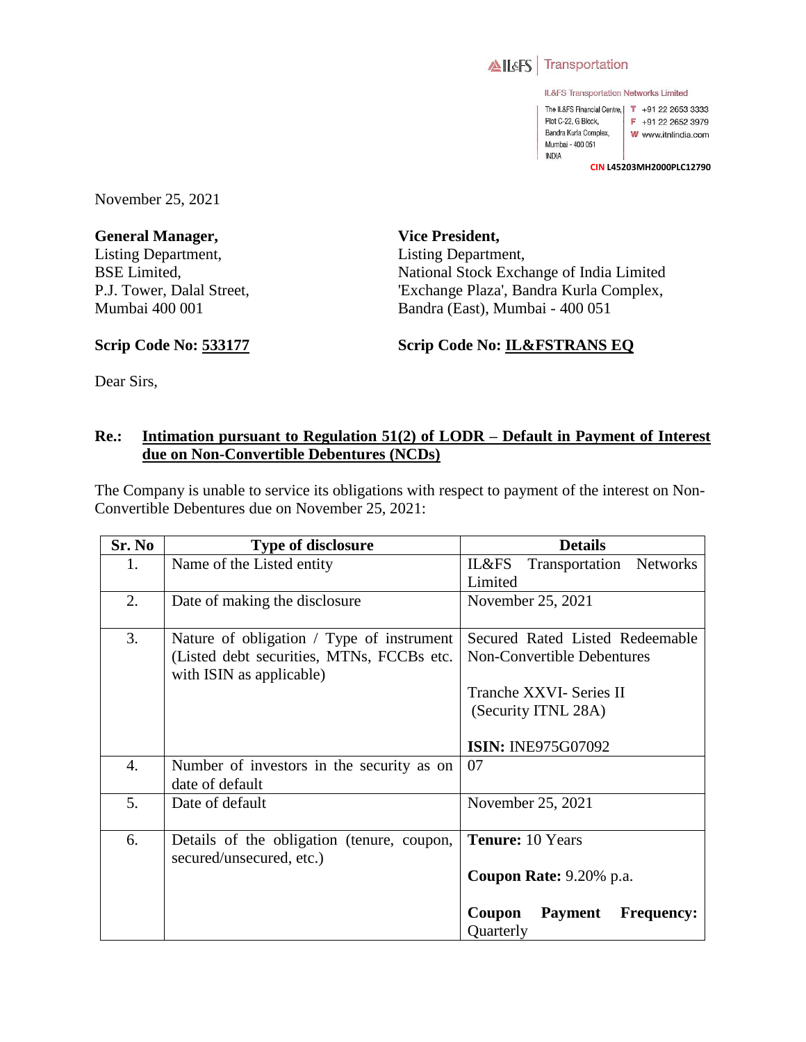IL&FS | Transportation

IL&FS Transportation Networks Limited

The IL&FS Financial Centre, Plot C-22, G Block, Bandra Kurla Complex, Mumbai - 400 051 INDIA

T +91 22 2653 3333
F +91 22 2652 3979
W www.itnlindia.com

CIN L45203MH2000PLC12790

November 25, 2021

**General Manager,**
Listing Department,
BSE Limited,
P.J. Tower, Dalal Street,
Mumbai 400 001

**Scrip Code No: 533177**

**Vice President,**
Listing Department,
National Stock Exchange of India Limited
'Exchange Plaza', Bandra Kurla Complex,
Bandra (East), Mumbai - 400 051

**Scrip Code No: IL&FSTRANS EQ**

Dear Sirs,

**Re.: Intimation pursuant to Regulation 51(2) of LODR – Default in Payment of Interest due on Non-Convertible Debentures (NCDs)**

The Company is unable to service its obligations with respect to payment of the interest on Non-Convertible Debentures due on November 25, 2021:

| Sr. No | Type of disclosure | Details |
|---|---|---|
| 1. | Name of the Listed entity | IL&FS Transportation Networks Limited |
| 2. | Date of making the disclosure | November 25, 2021 |
| 3. | Nature of obligation / Type of instrument (Listed debt securities, MTNs, FCCBs etc. with ISIN as applicable) | Secured Rated Listed Redeemable Non-Convertible Debentures<br><br>Tranche XXVI- Series II (Security ITNL 28A)<br><br>**ISIN:** INE975G07092 |
| 4. | Number of investors in the security as on date of default | 07 |
| 5. | Date of default | November 25, 2021 |
| 6. | Details of the obligation (tenure, coupon, secured/unsecured, etc.) | **Tenure:** 10 Years<br><br>**Coupon Rate:** 9.20% p.a.<br><br>**Coupon Payment Frequency:** Quarterly |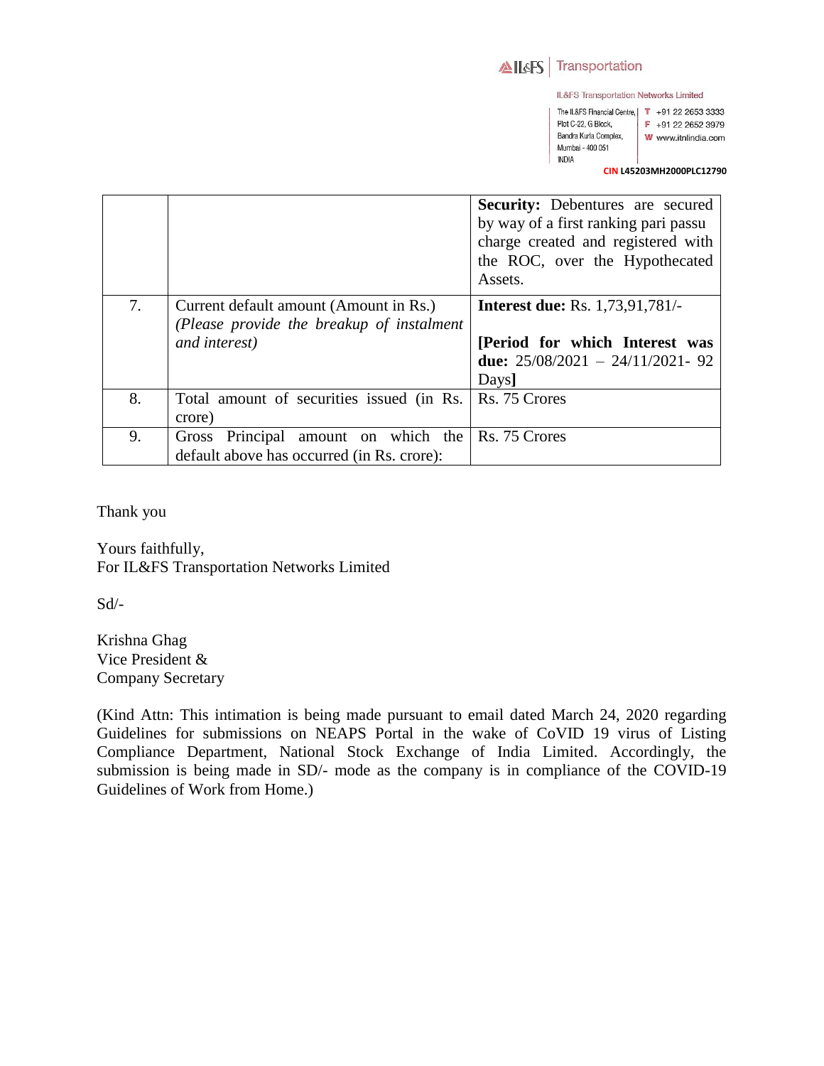IL&FS | Transportation

IL&FS Transportation Networks Limited

The IL&FS Financial Centre, Plot C-22, G Block, Bandra Kurla Complex, Mumbai - 400 051 INDIA

T +91 22 2653 3333
F +91 22 2652 3979
W www.itnlindia.com

CIN L45203MH2000PLC12790

| | | |
|---|---|---|
| | | **Security:** Debentures are secured by way of a first ranking pari passu charge created and registered with the ROC, over the Hypothecated Assets. |
| 7. | Current default amount (Amount in Rs.) *(Please provide the breakup of instalment and interest)* | **Interest due:** Rs. 1,73,91,781/- **[Period for which Interest was due:** 25/08/2021 – 24/11/2021- 92 Days**]** |
| 8. | Total amount of securities issued (in Rs. crore) | Rs. 75 Crores |
| 9. | Gross Principal amount on which the default above has occurred (in Rs. crore): | Rs. 75 Crores |

Thank you

Yours faithfully,
For IL&FS Transportation Networks Limited

Sd/-

Krishna Ghag
Vice President &
Company Secretary

(Kind Attn: This intimation is being made pursuant to email dated March 24, 2020 regarding Guidelines for submissions on NEAPS Portal in the wake of CoVID 19 virus of Listing Compliance Department, National Stock Exchange of India Limited. Accordingly, the submission is being made in SD/- mode as the company is in compliance of the COVID-19 Guidelines of Work from Home.)